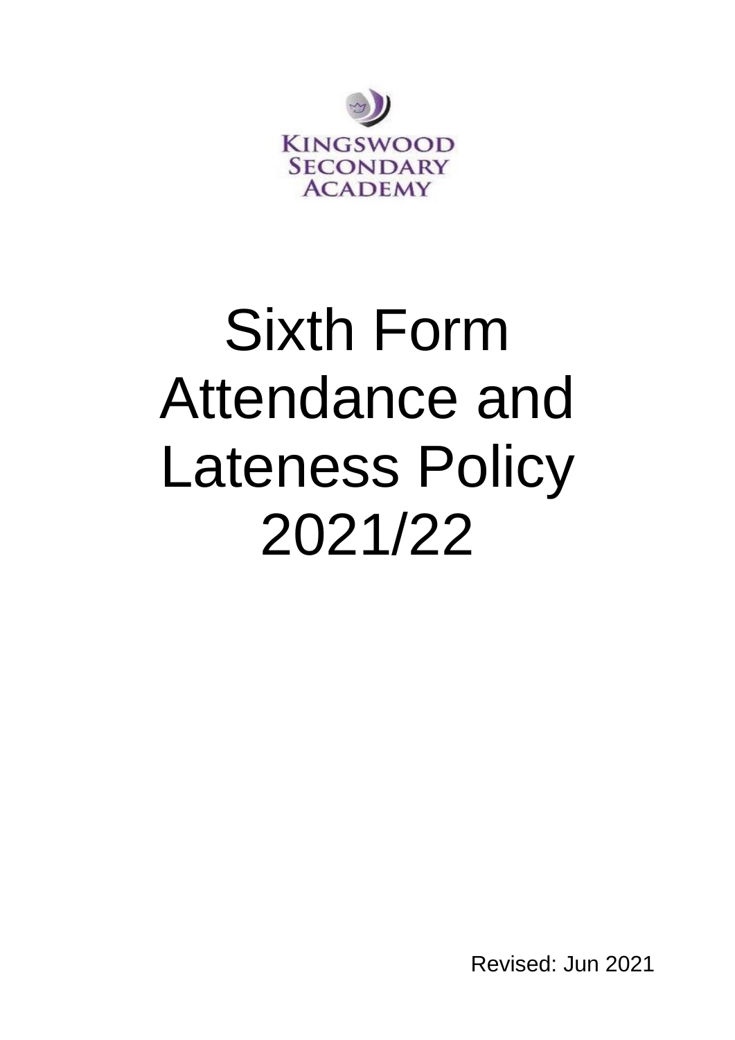KINGSWOOD SECONDARY ACADEMY

# Sixth Form Attendance and Lateness Policy 2021/22

Revised: Jun 2021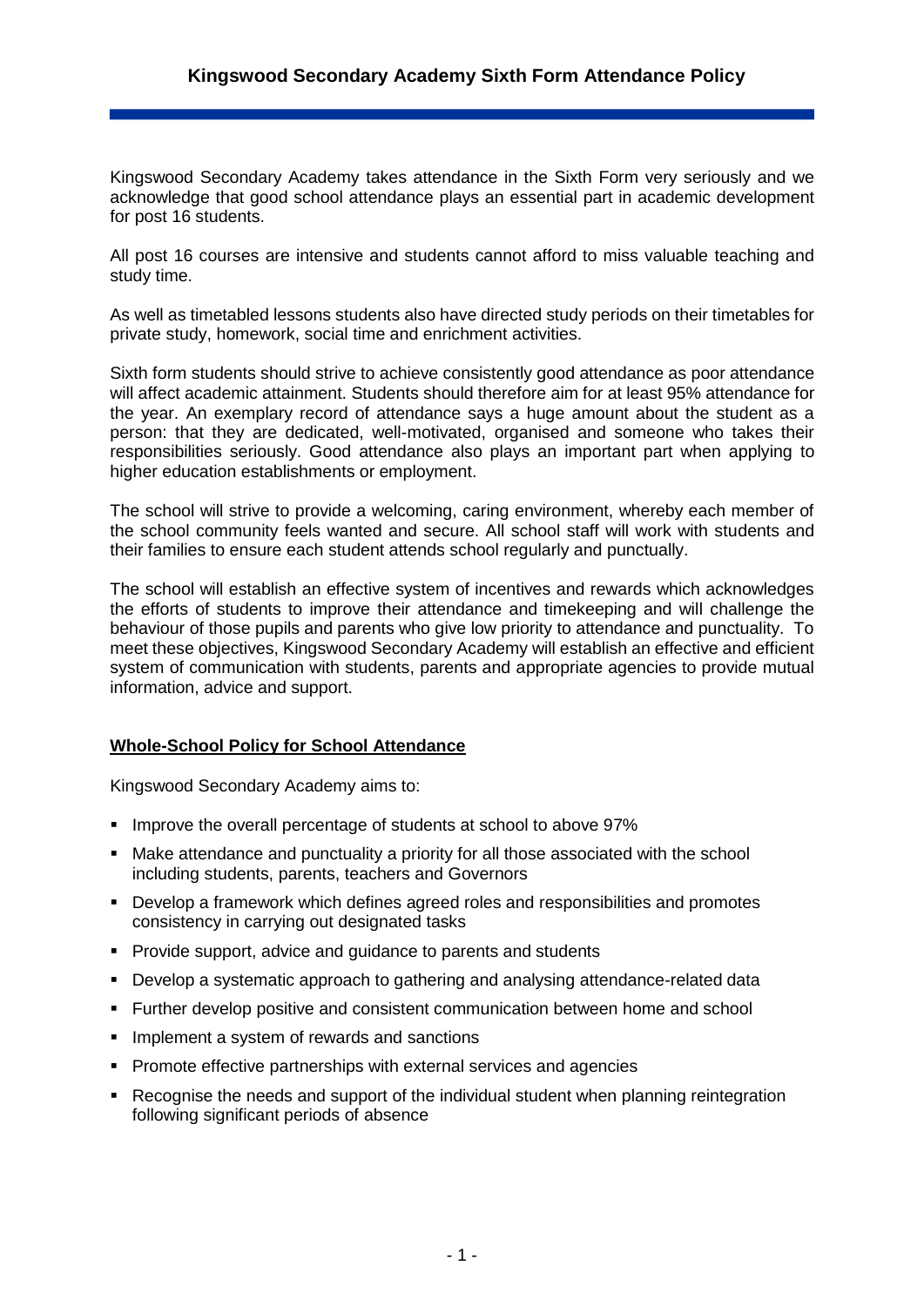# Kingswood Secondary Academy Sixth Form Attendance Policy

Kingswood Secondary Academy takes attendance in the Sixth Form very seriously and we acknowledge that good school attendance plays an essential part in academic development for post 16 students.

All post 16 courses are intensive and students cannot afford to miss valuable teaching and study time.

As well as timetabled lessons students also have directed study periods on their timetables for private study, homework, social time and enrichment activities.

Sixth form students should strive to achieve consistently good attendance as poor attendance will affect academic attainment. Students should therefore aim for at least 95% attendance for the year. An exemplary record of attendance says a huge amount about the student as a person: that they are dedicated, well-motivated, organised and someone who takes their responsibilities seriously. Good attendance also plays an important part when applying to higher education establishments or employment.

The school will strive to provide a welcoming, caring environment, whereby each member of the school community feels wanted and secure. All school staff will work with students and their families to ensure each student attends school regularly and punctually.

The school will establish an effective system of incentives and rewards which acknowledges the efforts of students to improve their attendance and timekeeping and will challenge the behaviour of those pupils and parents who give low priority to attendance and punctuality. To meet these objectives, Kingswood Secondary Academy will establish an effective and efficient system of communication with students, parents and appropriate agencies to provide mutual information, advice and support.

## Whole-School Policy for School Attendance

Kingswood Secondary Academy aims to:

- Improve the overall percentage of students at school to above 97%
- Make attendance and punctuality a priority for all those associated with the school including students, parents, teachers and Governors
- Develop a framework which defines agreed roles and responsibilities and promotes consistency in carrying out designated tasks
- Provide support, advice and guidance to parents and students
- Develop a systematic approach to gathering and analysing attendance-related data
- Further develop positive and consistent communication between home and school
- Implement a system of rewards and sanctions
- Promote effective partnerships with external services and agencies
- Recognise the needs and support of the individual student when planning reintegration following significant periods of absence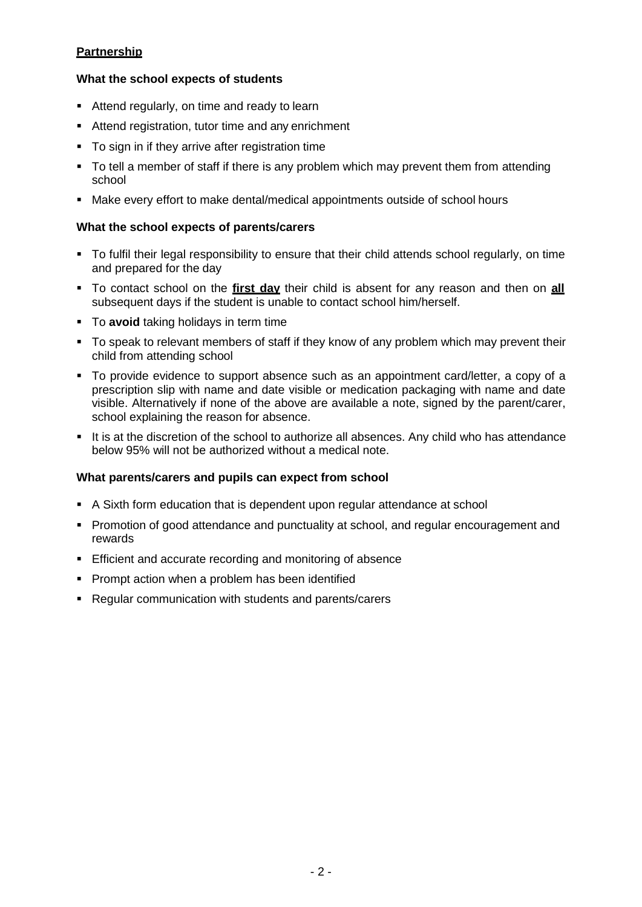**Partnership**

**What the school expects of students**

- Attend regularly, on time and ready to learn
- Attend registration, tutor time and any enrichment
- To sign in if they arrive after registration time
- To tell a member of staff if there is any problem which may prevent them from attending school
- Make every effort to make dental/medical appointments outside of school hours

**What the school expects of parents/carers**

- To fulfil their legal responsibility to ensure that their child attends school regularly, on time and prepared for the day
- To contact school on the **first day** their child is absent for any reason and then on **all** subsequent days if the student is unable to contact school him/herself.
- To **avoid** taking holidays in term time
- To speak to relevant members of staff if they know of any problem which may prevent their child from attending school
- To provide evidence to support absence such as an appointment card/letter, a copy of a prescription slip with name and date visible or medication packaging with name and date visible. Alternatively if none of the above are available a note, signed by the parent/carer, school explaining the reason for absence.
- It is at the discretion of the school to authorize all absences. Any child who has attendance below 95% will not be authorized without a medical note.

**What parents/carers and pupils can expect from school**

- A Sixth form education that is dependent upon regular attendance at school
- Promotion of good attendance and punctuality at school, and regular encouragement and rewards
- Efficient and accurate recording and monitoring of absence
- Prompt action when a problem has been identified
- Regular communication with students and parents/carers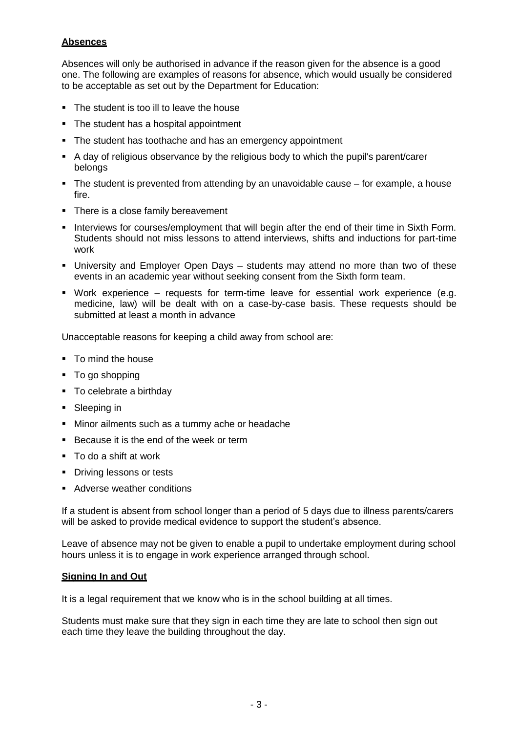## Absences

Absences will only be authorised in advance if the reason given for the absence is a good one. The following are examples of reasons for absence, which would usually be considered to be acceptable as set out by the Department for Education:

- The student is too ill to leave the house
- The student has a hospital appointment
- The student has toothache and has an emergency appointment
- A day of religious observance by the religious body to which the pupil's parent/carer belongs
- The student is prevented from attending by an unavoidable cause – for example, a house fire.
- There is a close family bereavement
- Interviews for courses/employment that will begin after the end of their time in Sixth Form. Students should not miss lessons to attend interviews, shifts and inductions for part-time work
- University and Employer Open Days – students may attend no more than two of these events in an academic year without seeking consent from the Sixth form team.
- Work experience – requests for term-time leave for essential work experience (e.g. medicine, law) will be dealt with on a case-by-case basis. These requests should be submitted at least a month in advance

Unacceptable reasons for keeping a child away from school are:

- To mind the house
- To go shopping
- To celebrate a birthday
- Sleeping in
- Minor ailments such as a tummy ache or headache
- Because it is the end of the week or term
- To do a shift at work
- Driving lessons or tests
- Adverse weather conditions

If a student is absent from school longer than a period of 5 days due to illness parents/carers will be asked to provide medical evidence to support the student's absence.

Leave of absence may not be given to enable a pupil to undertake employment during school hours unless it is to engage in work experience arranged through school.

## Signing In and Out

It is a legal requirement that we know who is in the school building at all times.

Students must make sure that they sign in each time they are late to school then sign out each time they leave the building throughout the day.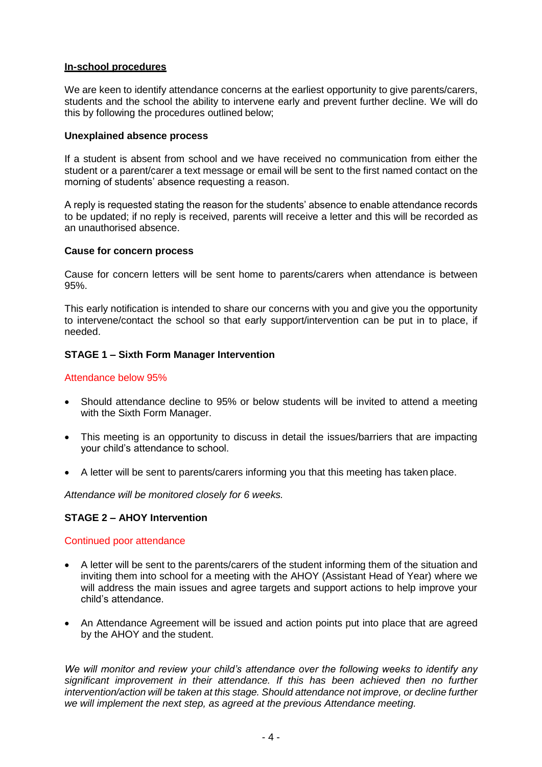## In-school procedures

We are keen to identify attendance concerns at the earliest opportunity to give parents/carers, students and the school the ability to intervene early and prevent further decline. We will do this by following the procedures outlined below;

### Unexplained absence process

If a student is absent from school and we have received no communication from either the student or a parent/carer a text message or email will be sent to the first named contact on the morning of students' absence requesting a reason.

A reply is requested stating the reason for the students' absence to enable attendance records to be updated; if no reply is received, parents will receive a letter and this will be recorded as an unauthorised absence.

### Cause for concern process

Cause for concern letters will be sent home to parents/carers when attendance is between 95%.

This early notification is intended to share our concerns with you and give you the opportunity to intervene/contact the school so that early support/intervention can be put in to place, if needed.

### STAGE 1 – Sixth Form Manager Intervention

Attendance below 95%

- Should attendance decline to 95% or below students will be invited to attend a meeting with the Sixth Form Manager.
- This meeting is an opportunity to discuss in detail the issues/barriers that are impacting your child's attendance to school.
- A letter will be sent to parents/carers informing you that this meeting has taken place.

*Attendance will be monitored closely for 6 weeks.*

### STAGE 2 – AHOY Intervention

Continued poor attendance

- A letter will be sent to the parents/carers of the student informing them of the situation and inviting them into school for a meeting with the AHOY (Assistant Head of Year) where we will address the main issues and agree targets and support actions to help improve your child's attendance.
- An Attendance Agreement will be issued and action points put into place that are agreed by the AHOY and the student.

*We will monitor and review your child's attendance over the following weeks to identify any significant improvement in their attendance. If this has been achieved then no further intervention/action will be taken at this stage. Should attendance not improve, or decline further we will implement the next step, as agreed at the previous Attendance meeting.*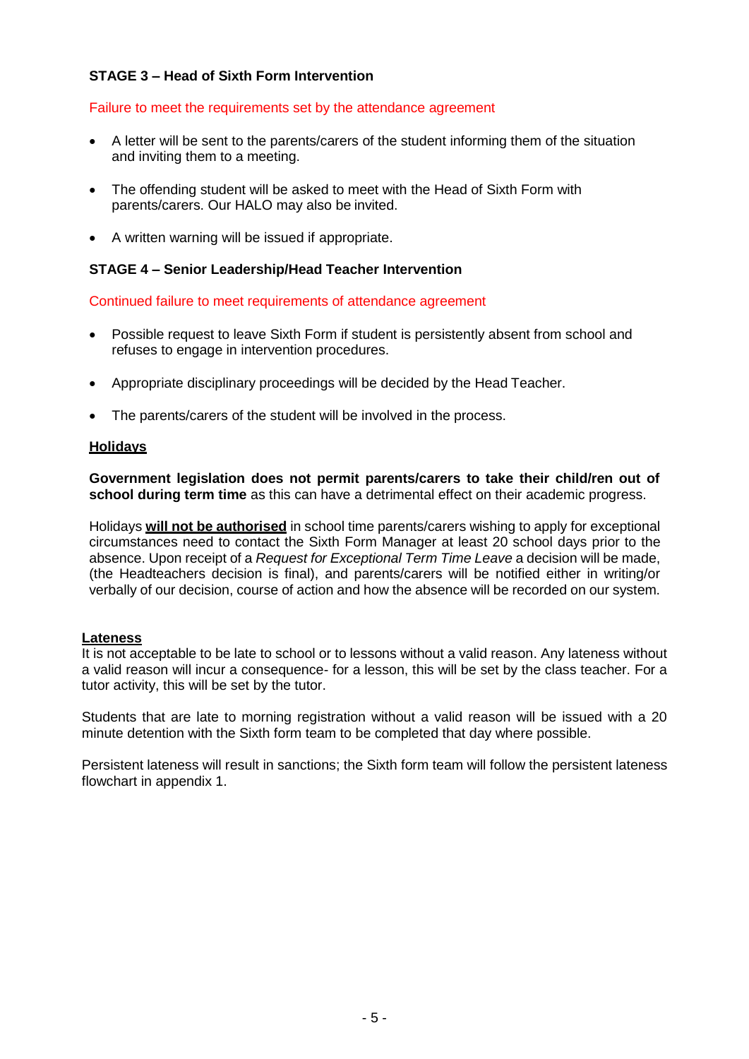**STAGE 3 – Head of Sixth Form Intervention**

Failure to meet the requirements set by the attendance agreement

- A letter will be sent to the parents/carers of the student informing them of the situation and inviting them to a meeting.
- The offending student will be asked to meet with the Head of Sixth Form with parents/carers. Our HALO may also be invited.
- A written warning will be issued if appropriate.

**STAGE 4 – Senior Leadership/Head Teacher Intervention**

Continued failure to meet requirements of attendance agreement

- Possible request to leave Sixth Form if student is persistently absent from school and refuses to engage in intervention procedures.
- Appropriate disciplinary proceedings will be decided by the Head Teacher.
- The parents/carers of the student will be involved in the process.

**Holidays**

**Government legislation does not permit parents/carers to take their child/ren out of school during term time** as this can have a detrimental effect on their academic progress.

Holidays **will not be authorised** in school time parents/carers wishing to apply for exceptional circumstances need to contact the Sixth Form Manager at least 20 school days prior to the absence. Upon receipt of a *Request for Exceptional Term Time Leave* a decision will be made, (the Headteachers decision is final), and parents/carers will be notified either in writing/or verbally of our decision, course of action and how the absence will be recorded on our system.

**Lateness**

It is not acceptable to be late to school or to lessons without a valid reason. Any lateness without a valid reason will incur a consequence- for a lesson, this will be set by the class teacher. For a tutor activity, this will be set by the tutor.

Students that are late to morning registration without a valid reason will be issued with a 20 minute detention with the Sixth form team to be completed that day where possible.

Persistent lateness will result in sanctions; the Sixth form team will follow the persistent lateness flowchart in appendix 1.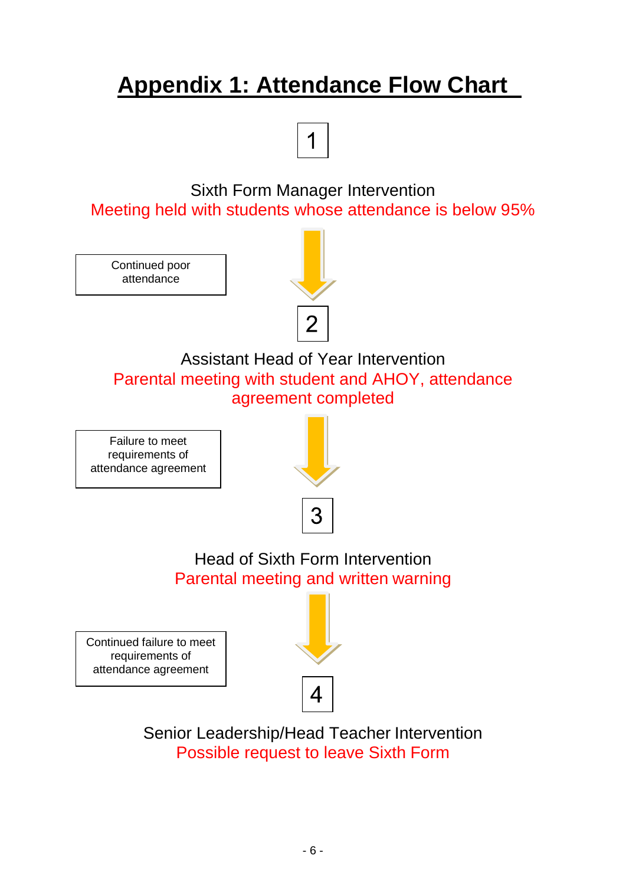# Appendix 1: Attendance Flow Chart

**1**

Sixth Form Manager Intervention

Meeting held with students whose attendance is below 95%

Continued poor attendance

↓

**2**

Assistant Head of Year Intervention

Parental meeting with student and AHOY, attendance agreement completed

Failure to meet requirements of attendance agreement

↓

**3**

Head of Sixth Form Intervention

Parental meeting and written warning

Continued failure to meet requirements of attendance agreement

↓

**4**

Senior Leadership/Head Teacher Intervention

Possible request to leave Sixth Form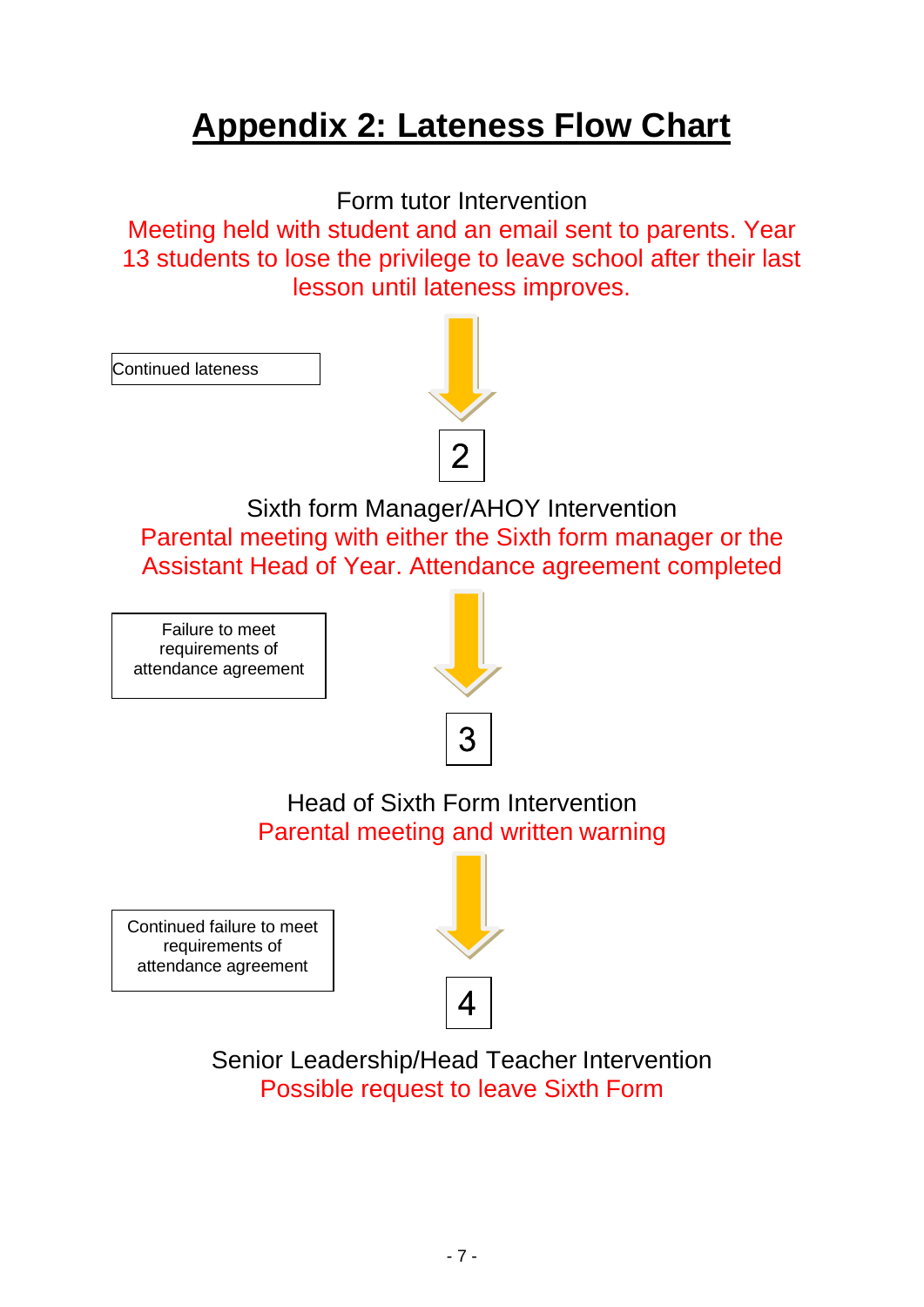# Appendix 2: Lateness Flow Chart

Form tutor Intervention

Meeting held with student and an email sent to parents. Year 13 students to lose the privilege to leave school after their last lesson until lateness improves.

Continued lateness

2

Sixth form Manager/AHOY Intervention

Parental meeting with either the Sixth form manager or the Assistant Head of Year. Attendance agreement completed

Failure to meet requirements of attendance agreement

3

Head of Sixth Form Intervention

Parental meeting and written warning

Continued failure to meet requirements of attendance agreement

4

Senior Leadership/Head Teacher Intervention

Possible request to leave Sixth Form